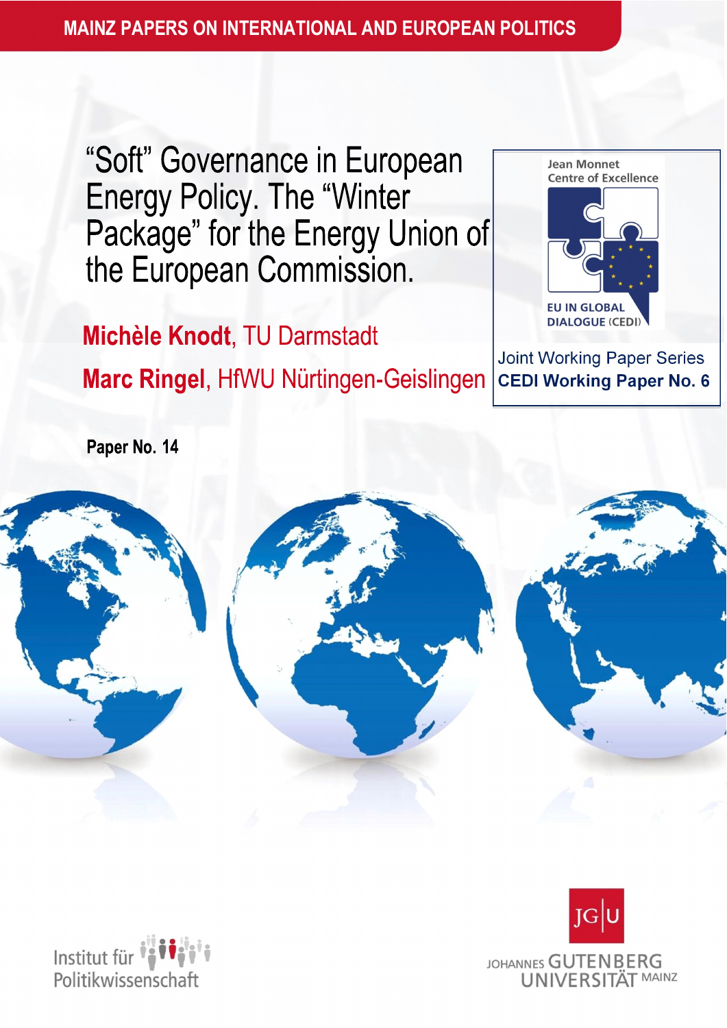MAINZ PAPERS ON INTERNATIONAL AND EUROPEAN POLITICS

# "Soft" Governance in European Energy Policy. The "Winter Package" for the Energy Union of the European Commission.

**Michèle Knodt**, TU Darmstadt

**Marc Ringel**, HfWU Nürtingen-Geislingen

Jean Monnet Centre of Excellence

EU IN GLOBAL DIALOGUE (CEDI)

Joint Working Paper Series

**CEDI Working Paper No. 6**

**Paper No. 14**

Institut für Politikwissenschaft

JOHANNES GUTENBERG UNIVERSITÄT MAINZ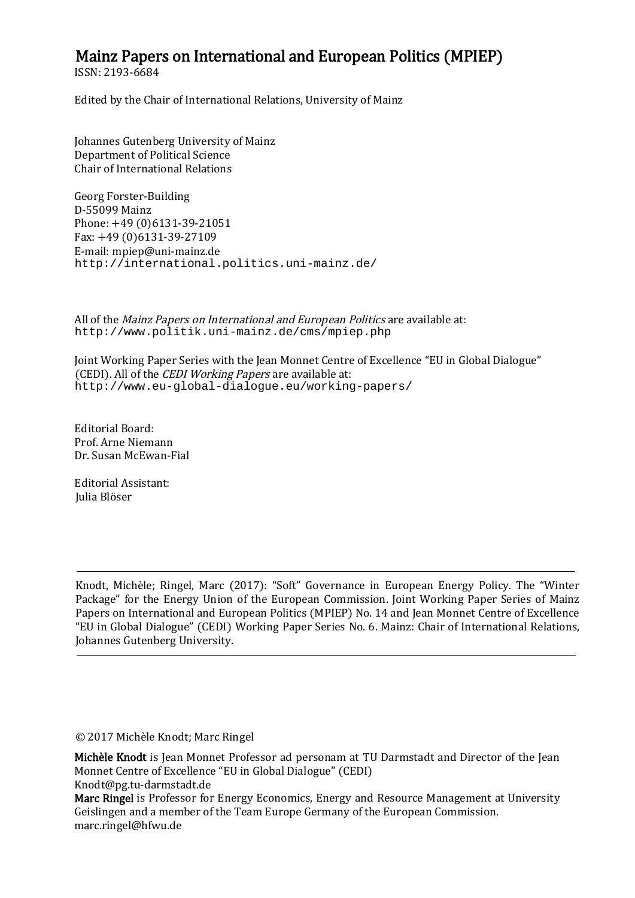# Mainz Papers on International and European Politics (MPIEP)

ISSN: 2193-6684

Edited by the Chair of International Relations, University of Mainz

Johannes Gutenberg University of Mainz
Department of Political Science
Chair of International Relations

Georg Forster-Building
D-55099 Mainz
Phone: +49 (0)6131-39-21051
Fax: +49 (0)6131-39-27109
E-mail: mpiep@uni-mainz.de
http://international.politics.uni-mainz.de/

All of the *Mainz Papers on International and European Politics* are available at:
http://www.politik.uni-mainz.de/cms/mpiep.php

Joint Working Paper Series with the Jean Monnet Centre of Excellence "EU in Global Dialogue" (CEDI). All of the *CEDI Working Papers* are available at:
http://www.eu-global-dialogue.eu/working-papers/

Editorial Board:
Prof. Arne Niemann
Dr. Susan McEwan-Fial

Editorial Assistant:
Julia Blöser

---

Knodt, Michèle; Ringel, Marc (2017): "Soft" Governance in European Energy Policy. The "Winter Package" for the Energy Union of the European Commission. Joint Working Paper Series of Mainz Papers on International and European Politics (MPIEP) No. 14 and Jean Monnet Centre of Excellence "EU in Global Dialogue" (CEDI) Working Paper Series No. 6. Mainz: Chair of International Relations, Johannes Gutenberg University.

---

© 2017 Michèle Knodt; Marc Ringel

**Michèle Knodt** is Jean Monnet Professor ad personam at TU Darmstadt and Director of the Jean Monnet Centre of Excellence "EU in Global Dialogue" (CEDI)
Knodt@pg.tu-darmstadt.de

**Marc Ringel** is Professor for Energy Economics, Energy and Resource Management at University Geislingen and a member of the Team Europe Germany of the European Commission.
marc.ringel@hfwu.de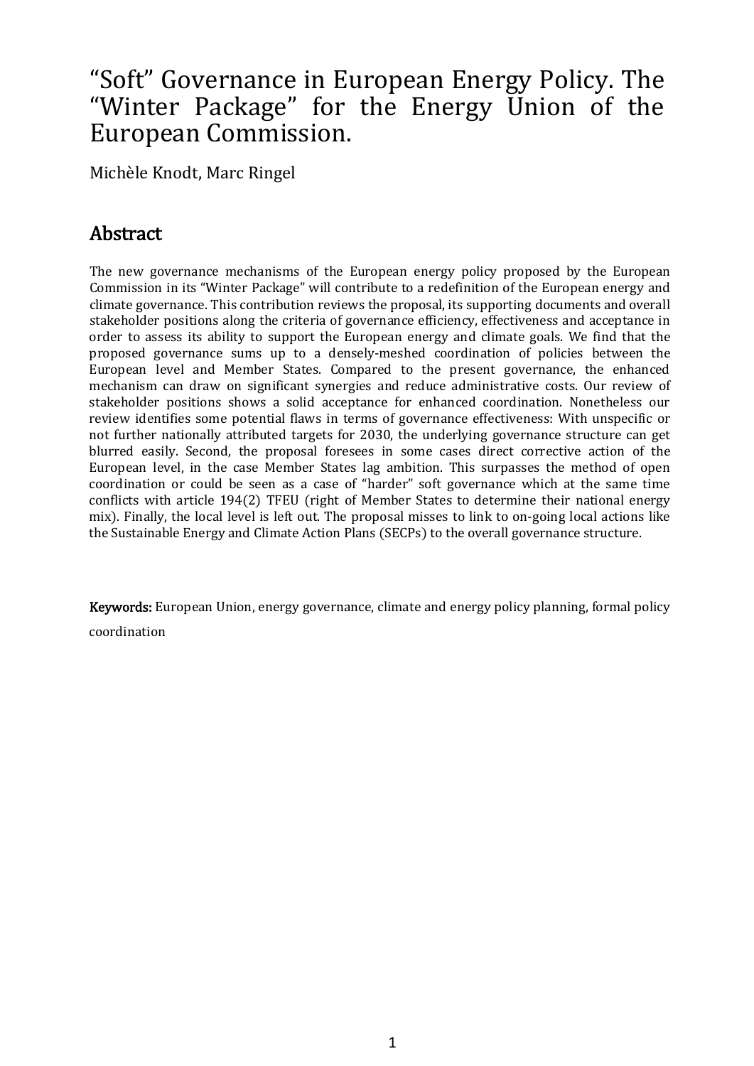# “Soft” Governance in European Energy Policy. The “Winter Package” for the Energy Union of the European Commission.

Michèle Knodt, Marc Ringel

## Abstract

The new governance mechanisms of the European energy policy proposed by the European Commission in its “Winter Package” will contribute to a redefinition of the European energy and climate governance. This contribution reviews the proposal, its supporting documents and overall stakeholder positions along the criteria of governance efficiency, effectiveness and acceptance in order to assess its ability to support the European energy and climate goals. We find that the proposed governance sums up to a densely-meshed coordination of policies between the European level and Member States. Compared to the present governance, the enhanced mechanism can draw on significant synergies and reduce administrative costs. Our review of stakeholder positions shows a solid acceptance for enhanced coordination. Nonetheless our review identifies some potential flaws in terms of governance effectiveness: With unspecific or not further nationally attributed targets for 2030, the underlying governance structure can get blurred easily. Second, the proposal foresees in some cases direct corrective action of the European level, in the case Member States lag ambition. This surpasses the method of open coordination or could be seen as a case of “harder” soft governance which at the same time conflicts with article 194(2) TFEU (right of Member States to determine their national energy mix). Finally, the local level is left out. The proposal misses to link to on-going local actions like the Sustainable Energy and Climate Action Plans (SECPs) to the overall governance structure.

**Keywords:** European Union, energy governance, climate and energy policy planning, formal policy coordination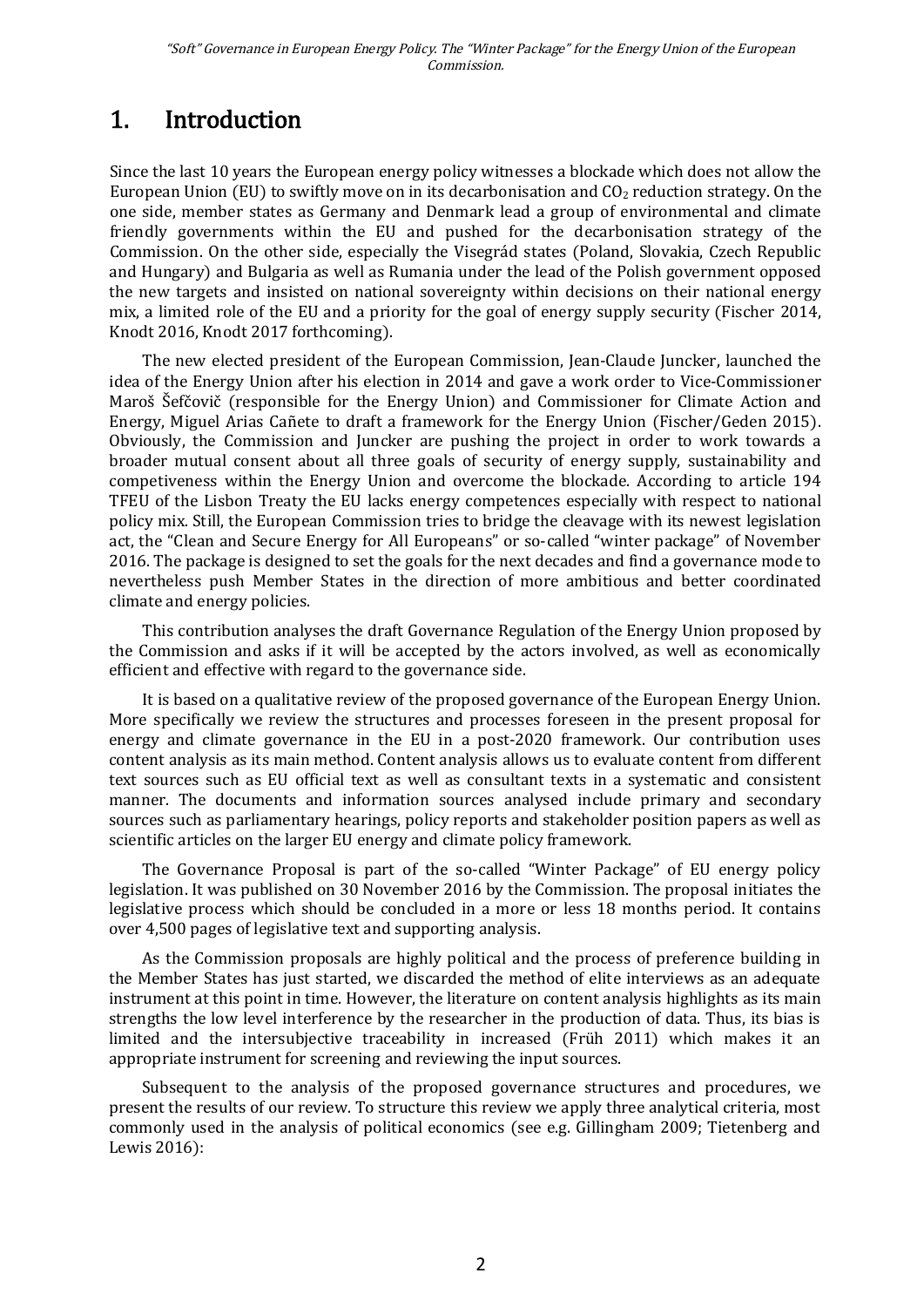# 1. Introduction

Since the last 10 years the European energy policy witnesses a blockade which does not allow the European Union (EU) to swiftly move on in its decarbonisation and $CO_2$ reduction strategy. On the one side, member states as Germany and Denmark lead a group of environmental and climate friendly governments within the EU and pushed for the decarbonisation strategy of the Commission. On the other side, especially the Visegrád states (Poland, Slovakia, Czech Republic and Hungary) and Bulgaria as well as Rumania under the lead of the Polish government opposed the new targets and insisted on national sovereignty within decisions on their national energy mix, a limited role of the EU and a priority for the goal of energy supply security (Fischer 2014, Knodt 2016, Knodt 2017 forthcoming).

The new elected president of the European Commission, Jean-Claude Juncker, launched the idea of the Energy Union after his election in 2014 and gave a work order to Vice-Commissioner Maroš Šefčovič (responsible for the Energy Union) and Commissioner for Climate Action and Energy, Miguel Arias Cañete to draft a framework for the Energy Union (Fischer/Geden 2015). Obviously, the Commission and Juncker are pushing the project in order to work towards a broader mutual consent about all three goals of security of energy supply, sustainability and competiveness within the Energy Union and overcome the blockade. According to article 194 TFEU of the Lisbon Treaty the EU lacks energy competences especially with respect to national policy mix. Still, the European Commission tries to bridge the cleavage with its newest legislation act, the "Clean and Secure Energy for All Europeans" or so-called "winter package" of November 2016. The package is designed to set the goals for the next decades and find a governance mode to nevertheless push Member States in the direction of more ambitious and better coordinated climate and energy policies.

This contribution analyses the draft Governance Regulation of the Energy Union proposed by the Commission and asks if it will be accepted by the actors involved, as well as economically efficient and effective with regard to the governance side.

It is based on a qualitative review of the proposed governance of the European Energy Union. More specifically we review the structures and processes foreseen in the present proposal for energy and climate governance in the EU in a post-2020 framework. Our contribution uses content analysis as its main method. Content analysis allows us to evaluate content from different text sources such as EU official text as well as consultant texts in a systematic and consistent manner. The documents and information sources analysed include primary and secondary sources such as parliamentary hearings, policy reports and stakeholder position papers as well as scientific articles on the larger EU energy and climate policy framework.

The Governance Proposal is part of the so-called "Winter Package" of EU energy policy legislation. It was published on 30 November 2016 by the Commission. The proposal initiates the legislative process which should be concluded in a more or less 18 months period. It contains over 4,500 pages of legislative text and supporting analysis.

As the Commission proposals are highly political and the process of preference building in the Member States has just started, we discarded the method of elite interviews as an adequate instrument at this point in time. However, the literature on content analysis highlights as its main strengths the low level interference by the researcher in the production of data. Thus, its bias is limited and the intersubjective traceability in increased (Früh 2011) which makes it an appropriate instrument for screening and reviewing the input sources.

Subsequent to the analysis of the proposed governance structures and procedures, we present the results of our review. To structure this review we apply three analytical criteria, most commonly used in the analysis of political economics (see e.g. Gillingham 2009; Tietenberg and Lewis 2016):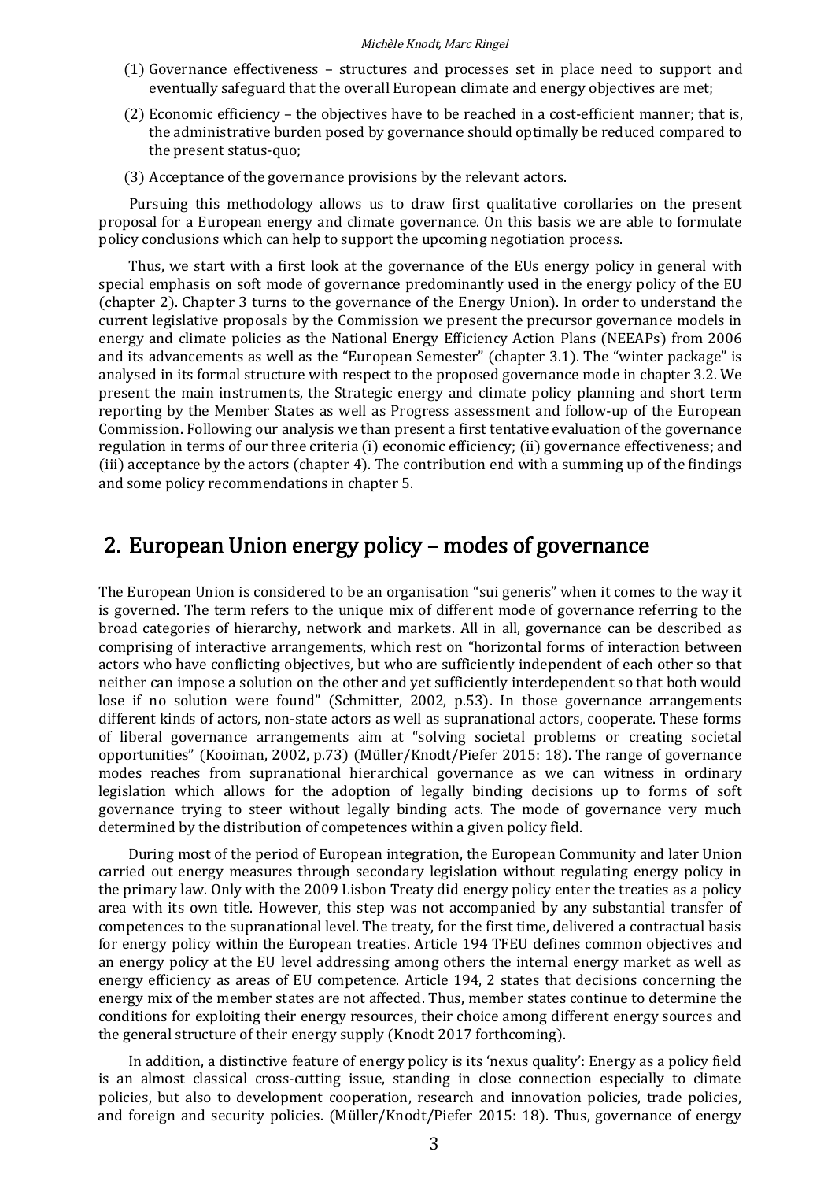(1) Governance effectiveness – structures and processes set in place need to support and eventually safeguard that the overall European climate and energy objectives are met;

(2) Economic efficiency – the objectives have to be reached in a cost-efficient manner; that is, the administrative burden posed by governance should optimally be reduced compared to the present status-quo;

(3) Acceptance of the governance provisions by the relevant actors.

Pursuing this methodology allows us to draw first qualitative corollaries on the present proposal for a European energy and climate governance. On this basis we are able to formulate policy conclusions which can help to support the upcoming negotiation process.

Thus, we start with a first look at the governance of the EUs energy policy in general with special emphasis on soft mode of governance predominantly used in the energy policy of the EU (chapter 2). Chapter 3 turns to the governance of the Energy Union). In order to understand the current legislative proposals by the Commission we present the precursor governance models in energy and climate policies as the National Energy Efficiency Action Plans (NEEAPs) from 2006 and its advancements as well as the "European Semester" (chapter 3.1). The "winter package" is analysed in its formal structure with respect to the proposed governance mode in chapter 3.2. We present the main instruments, the Strategic energy and climate policy planning and short term reporting by the Member States as well as Progress assessment and follow-up of the European Commission. Following our analysis we than present a first tentative evaluation of the governance regulation in terms of our three criteria (i) economic efficiency; (ii) governance effectiveness; and (iii) acceptance by the actors (chapter 4). The contribution end with a summing up of the findings and some policy recommendations in chapter 5.

## 2. European Union energy policy – modes of governance

The European Union is considered to be an organisation "sui generis" when it comes to the way it is governed. The term refers to the unique mix of different mode of governance referring to the broad categories of hierarchy, network and markets. All in all, governance can be described as comprising of interactive arrangements, which rest on "horizontal forms of interaction between actors who have conflicting objectives, but who are sufficiently independent of each other so that neither can impose a solution on the other and yet sufficiently interdependent so that both would lose if no solution were found" (Schmitter, 2002, p.53). In those governance arrangements different kinds of actors, non-state actors as well as supranational actors, cooperate. These forms of liberal governance arrangements aim at "solving societal problems or creating societal opportunities" (Kooiman, 2002, p.73) (Müller/Knodt/Piefer 2015: 18). The range of governance modes reaches from supranational hierarchical governance as we can witness in ordinary legislation which allows for the adoption of legally binding decisions up to forms of soft governance trying to steer without legally binding acts. The mode of governance very much determined by the distribution of competences within a given policy field.

During most of the period of European integration, the European Community and later Union carried out energy measures through secondary legislation without regulating energy policy in the primary law. Only with the 2009 Lisbon Treaty did energy policy enter the treaties as a policy area with its own title. However, this step was not accompanied by any substantial transfer of competences to the supranational level. The treaty, for the first time, delivered a contractual basis for energy policy within the European treaties. Article 194 TFEU defines common objectives and an energy policy at the EU level addressing among others the internal energy market as well as energy efficiency as areas of EU competence. Article 194, 2 states that decisions concerning the energy mix of the member states are not affected. Thus, member states continue to determine the conditions for exploiting their energy resources, their choice among different energy sources and the general structure of their energy supply (Knodt 2017 forthcoming).

In addition, a distinctive feature of energy policy is its 'nexus quality': Energy as a policy field is an almost classical cross-cutting issue, standing in close connection especially to climate policies, but also to development cooperation, research and innovation policies, trade policies, and foreign and security policies. (Müller/Knodt/Piefer 2015: 18). Thus, governance of energy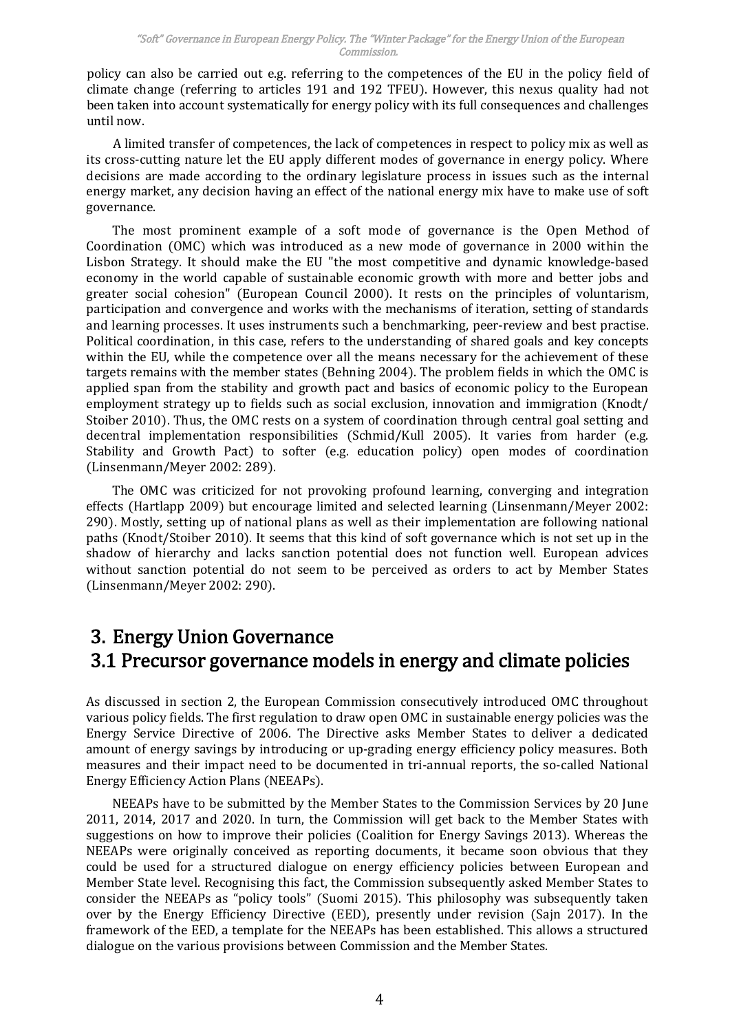policy can also be carried out e.g. referring to the competences of the EU in the policy field of climate change (referring to articles 191 and 192 TFEU). However, this nexus quality had not been taken into account systematically for energy policy with its full consequences and challenges until now.

A limited transfer of competences, the lack of competences in respect to policy mix as well as its cross-cutting nature let the EU apply different modes of governance in energy policy. Where decisions are made according to the ordinary legislature process in issues such as the internal energy market, any decision having an effect of the national energy mix have to make use of soft governance.

The most prominent example of a soft mode of governance is the Open Method of Coordination (OMC) which was introduced as a new mode of governance in 2000 within the Lisbon Strategy. It should make the EU "the most competitive and dynamic knowledge-based economy in the world capable of sustainable economic growth with more and better jobs and greater social cohesion" (European Council 2000). It rests on the principles of voluntarism, participation and convergence and works with the mechanisms of iteration, setting of standards and learning processes. It uses instruments such a benchmarking, peer-review and best practise. Political coordination, in this case, refers to the understanding of shared goals and key concepts within the EU, while the competence over all the means necessary for the achievement of these targets remains with the member states (Behning 2004). The problem fields in which the OMC is applied span from the stability and growth pact and basics of economic policy to the European employment strategy up to fields such as social exclusion, innovation and immigration (Knodt/ Stoiber 2010). Thus, the OMC rests on a system of coordination through central goal setting and decentral implementation responsibilities (Schmid/Kull 2005). It varies from harder (e.g. Stability and Growth Pact) to softer (e.g. education policy) open modes of coordination (Linsenmann/Meyer 2002: 289).

The OMC was criticized for not provoking profound learning, converging and integration effects (Hartlapp 2009) but encourage limited and selected learning (Linsenmann/Meyer 2002: 290). Mostly, setting up of national plans as well as their implementation are following national paths (Knodt/Stoiber 2010). It seems that this kind of soft governance which is not set up in the shadow of hierarchy and lacks sanction potential does not function well. European advices without sanction potential do not seem to be perceived as orders to act by Member States (Linsenmann/Meyer 2002: 290).

# 3. Energy Union Governance

## 3.1 Precursor governance models in energy and climate policies

As discussed in section 2, the European Commission consecutively introduced OMC throughout various policy fields. The first regulation to draw open OMC in sustainable energy policies was the Energy Service Directive of 2006. The Directive asks Member States to deliver a dedicated amount of energy savings by introducing or up-grading energy efficiency policy measures. Both measures and their impact need to be documented in tri-annual reports, the so-called National Energy Efficiency Action Plans (NEEAPs).

NEEAPs have to be submitted by the Member States to the Commission Services by 20 June 2011, 2014, 2017 and 2020. In turn, the Commission will get back to the Member States with suggestions on how to improve their policies (Coalition for Energy Savings 2013). Whereas the NEEAPs were originally conceived as reporting documents, it became soon obvious that they could be used for a structured dialogue on energy efficiency policies between European and Member State level. Recognising this fact, the Commission subsequently asked Member States to consider the NEEAPs as "policy tools" (Suomi 2015). This philosophy was subsequently taken over by the Energy Efficiency Directive (EED), presently under revision (Sajn 2017). In the framework of the EED, a template for the NEEAPs has been established. This allows a structured dialogue on the various provisions between Commission and the Member States.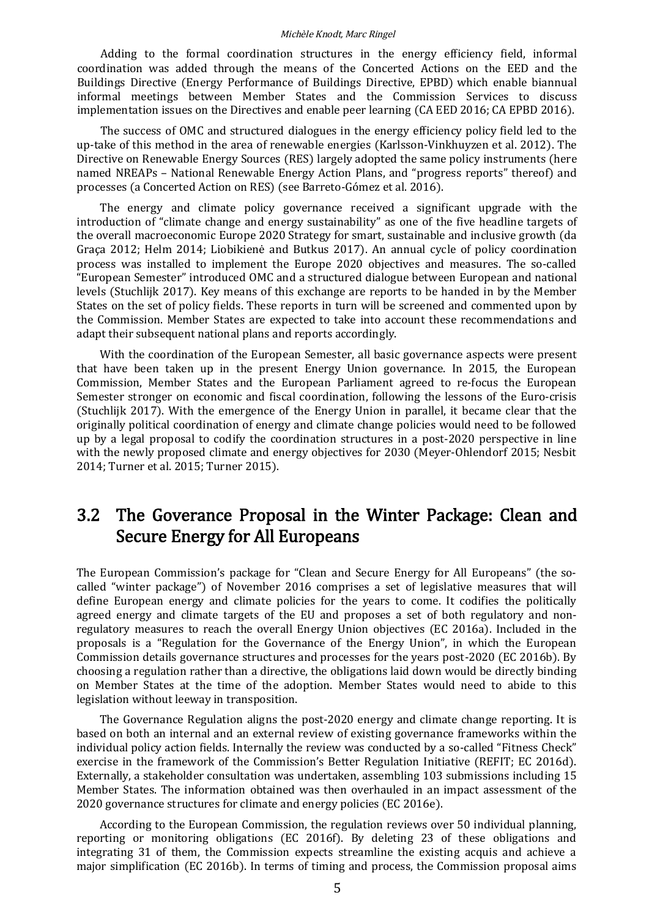Adding to the formal coordination structures in the energy efficiency field, informal coordination was added through the means of the Concerted Actions on the EED and the Buildings Directive (Energy Performance of Buildings Directive, EPBD) which enable biannual informal meetings between Member States and the Commission Services to discuss implementation issues on the Directives and enable peer learning (CA EED 2016; CA EPBD 2016).

The success of OMC and structured dialogues in the energy efficiency policy field led to the up-take of this method in the area of renewable energies (Karlsson-Vinkhuyzen et al. 2012). The Directive on Renewable Energy Sources (RES) largely adopted the same policy instruments (here named NREAPs – National Renewable Energy Action Plans, and "progress reports" thereof) and processes (a Concerted Action on RES) (see Barreto-Gómez et al. 2016).

The energy and climate policy governance received a significant upgrade with the introduction of "climate change and energy sustainability" as one of the five headline targets of the overall macroeconomic Europe 2020 Strategy for smart, sustainable and inclusive growth (da Graça 2012; Helm 2014; Liobikienė and Butkus 2017). An annual cycle of policy coordination process was installed to implement the Europe 2020 objectives and measures. The so-called "European Semester" introduced OMC and a structured dialogue between European and national levels (Stuchlijk 2017). Key means of this exchange are reports to be handed in by the Member States on the set of policy fields. These reports in turn will be screened and commented upon by the Commission. Member States are expected to take into account these recommendations and adapt their subsequent national plans and reports accordingly.

With the coordination of the European Semester, all basic governance aspects were present that have been taken up in the present Energy Union governance. In 2015, the European Commission, Member States and the European Parliament agreed to re-focus the European Semester stronger on economic and fiscal coordination, following the lessons of the Euro-crisis (Stuchlijk 2017). With the emergence of the Energy Union in parallel, it became clear that the originally political coordination of energy and climate change policies would need to be followed up by a legal proposal to codify the coordination structures in a post-2020 perspective in line with the newly proposed climate and energy objectives for 2030 (Meyer-Ohlendorf 2015; Nesbit 2014; Turner et al. 2015; Turner 2015).

## 3.2 The Goverance Proposal in the Winter Package: Clean and Secure Energy for All Europeans

The European Commission's package for "Clean and Secure Energy for All Europeans" (the so-called "winter package") of November 2016 comprises a set of legislative measures that will define European energy and climate policies for the years to come. It codifies the politically agreed energy and climate targets of the EU and proposes a set of both regulatory and non-regulatory measures to reach the overall Energy Union objectives (EC 2016a). Included in the proposals is a "Regulation for the Governance of the Energy Union", in which the European Commission details governance structures and processes for the years post-2020 (EC 2016b). By choosing a regulation rather than a directive, the obligations laid down would be directly binding on Member States at the time of the adoption. Member States would need to abide to this legislation without leeway in transposition.

The Governance Regulation aligns the post-2020 energy and climate change reporting. It is based on both an internal and an external review of existing governance frameworks within the individual policy action fields. Internally the review was conducted by a so-called "Fitness Check" exercise in the framework of the Commission's Better Regulation Initiative (REFIT; EC 2016d). Externally, a stakeholder consultation was undertaken, assembling 103 submissions including 15 Member States. The information obtained was then overhauled in an impact assessment of the 2020 governance structures for climate and energy policies (EC 2016e).

According to the European Commission, the regulation reviews over 50 individual planning, reporting or monitoring obligations (EC 2016f). By deleting 23 of these obligations and integrating 31 of them, the Commission expects streamline the existing acquis and achieve a major simplification (EC 2016b). In terms of timing and process, the Commission proposal aims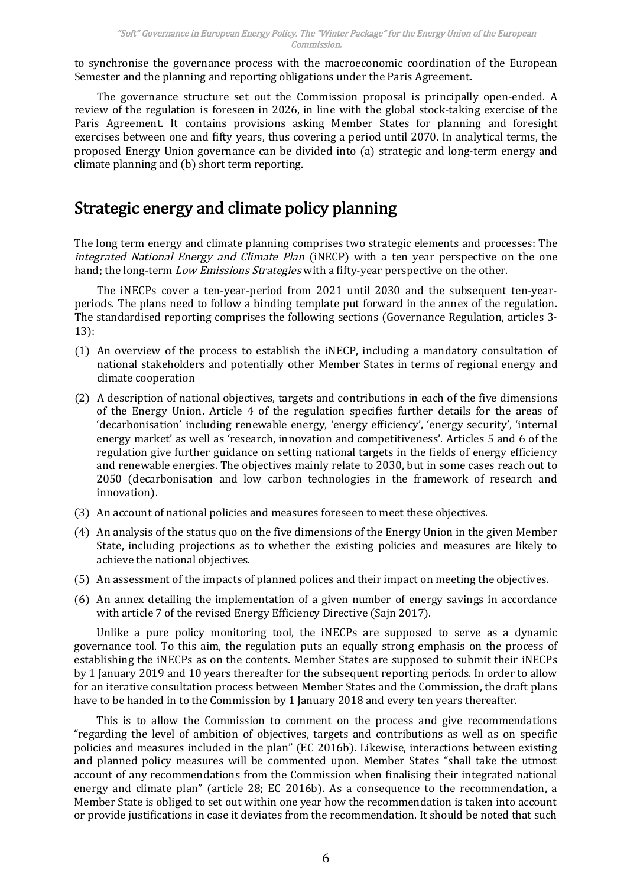to synchronise the governance process with the macroeconomic coordination of the European Semester and the planning and reporting obligations under the Paris Agreement.

The governance structure set out the Commission proposal is principally open-ended. A review of the regulation is foreseen in 2026, in line with the global stock-taking exercise of the Paris Agreement. It contains provisions asking Member States for planning and foresight exercises between one and fifty years, thus covering a period until 2070. In analytical terms, the proposed Energy Union governance can be divided into (a) strategic and long-term energy and climate planning and (b) short term reporting.

## Strategic energy and climate policy planning

The long term energy and climate planning comprises two strategic elements and processes: The *integrated National Energy and Climate Plan* (iNECP) with a ten year perspective on the one hand; the long-term *Low Emissions Strategies* with a fifty-year perspective on the other.

The iNECPs cover a ten-year-period from 2021 until 2030 and the subsequent ten-year-periods. The plans need to follow a binding template put forward in the annex of the regulation. The standardised reporting comprises the following sections (Governance Regulation, articles 3-13):

(1) An overview of the process to establish the iNECP, including a mandatory consultation of national stakeholders and potentially other Member States in terms of regional energy and climate cooperation

(2) A description of national objectives, targets and contributions in each of the five dimensions of the Energy Union. Article 4 of the regulation specifies further details for the areas of 'decarbonisation' including renewable energy, 'energy efficiency', 'energy security', 'internal energy market' as well as 'research, innovation and competitiveness'. Articles 5 and 6 of the regulation give further guidance on setting national targets in the fields of energy efficiency and renewable energies. The objectives mainly relate to 2030, but in some cases reach out to 2050 (decarbonisation and low carbon technologies in the framework of research and innovation).

(3) An account of national policies and measures foreseen to meet these objectives.

(4) An analysis of the status quo on the five dimensions of the Energy Union in the given Member State, including projections as to whether the existing policies and measures are likely to achieve the national objectives.

(5) An assessment of the impacts of planned polices and their impact on meeting the objectives.

(6) An annex detailing the implementation of a given number of energy savings in accordance with article 7 of the revised Energy Efficiency Directive (Sajn 2017).

Unlike a pure policy monitoring tool, the iNECPs are supposed to serve as a dynamic governance tool. To this aim, the regulation puts an equally strong emphasis on the process of establishing the iNECPs as on the contents. Member States are supposed to submit their iNECPs by 1 January 2019 and 10 years thereafter for the subsequent reporting periods. In order to allow for an iterative consultation process between Member States and the Commission, the draft plans have to be handed in to the Commission by 1 January 2018 and every ten years thereafter.

This is to allow the Commission to comment on the process and give recommendations "regarding the level of ambition of objectives, targets and contributions as well as on specific policies and measures included in the plan" (EC 2016b). Likewise, interactions between existing and planned policy measures will be commented upon. Member States "shall take the utmost account of any recommendations from the Commission when finalising their integrated national energy and climate plan" (article 28; EC 2016b). As a consequence to the recommendation, a Member State is obliged to set out within one year how the recommendation is taken into account or provide justifications in case it deviates from the recommendation. It should be noted that such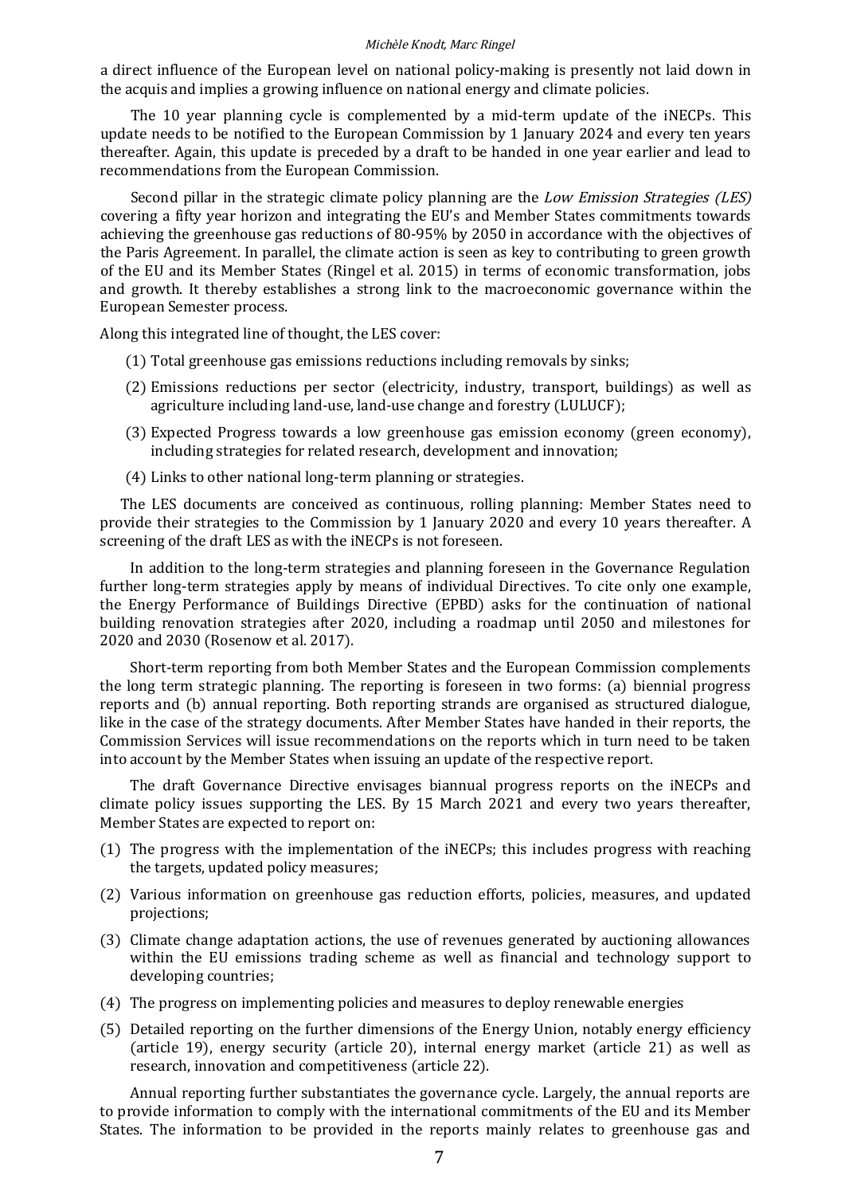a direct influence of the European level on national policy-making is presently not laid down in the acquis and implies a growing influence on national energy and climate policies.

The 10 year planning cycle is complemented by a mid-term update of the iNECPs. This update needs to be notified to the European Commission by 1 January 2024 and every ten years thereafter. Again, this update is preceded by a draft to be handed in one year earlier and lead to recommendations from the European Commission.

Second pillar in the strategic climate policy planning are the *Low Emission Strategies (LES)* covering a fifty year horizon and integrating the EU's and Member States commitments towards achieving the greenhouse gas reductions of 80-95% by 2050 in accordance with the objectives of the Paris Agreement. In parallel, the climate action is seen as key to contributing to green growth of the EU and its Member States (Ringel et al. 2015) in terms of economic transformation, jobs and growth. It thereby establishes a strong link to the macroeconomic governance within the European Semester process.

Along this integrated line of thought, the LES cover:

(1) Total greenhouse gas emissions reductions including removals by sinks;

(2) Emissions reductions per sector (electricity, industry, transport, buildings) as well as agriculture including land-use, land-use change and forestry (LULUCF);

(3) Expected Progress towards a low greenhouse gas emission economy (green economy), including strategies for related research, development and innovation;

(4) Links to other national long-term planning or strategies.

The LES documents are conceived as continuous, rolling planning: Member States need to provide their strategies to the Commission by 1 January 2020 and every 10 years thereafter. A screening of the draft LES as with the iNECPs is not foreseen.

In addition to the long-term strategies and planning foreseen in the Governance Regulation further long-term strategies apply by means of individual Directives. To cite only one example, the Energy Performance of Buildings Directive (EPBD) asks for the continuation of national building renovation strategies after 2020, including a roadmap until 2050 and milestones for 2020 and 2030 (Rosenow et al. 2017).

Short-term reporting from both Member States and the European Commission complements the long term strategic planning. The reporting is foreseen in two forms: (a) biennial progress reports and (b) annual reporting. Both reporting strands are organised as structured dialogue, like in the case of the strategy documents. After Member States have handed in their reports, the Commission Services will issue recommendations on the reports which in turn need to be taken into account by the Member States when issuing an update of the respective report.

The draft Governance Directive envisages biannual progress reports on the iNECPs and climate policy issues supporting the LES. By 15 March 2021 and every two years thereafter, Member States are expected to report on:

(1) The progress with the implementation of the iNECPs; this includes progress with reaching the targets, updated policy measures;

(2) Various information on greenhouse gas reduction efforts, policies, measures, and updated projections;

(3) Climate change adaptation actions, the use of revenues generated by auctioning allowances within the EU emissions trading scheme as well as financial and technology support to developing countries;

(4) The progress on implementing policies and measures to deploy renewable energies

(5) Detailed reporting on the further dimensions of the Energy Union, notably energy efficiency (article 19), energy security (article 20), internal energy market (article 21) as well as research, innovation and competitiveness (article 22).

Annual reporting further substantiates the governance cycle. Largely, the annual reports are to provide information to comply with the international commitments of the EU and its Member States. The information to be provided in the reports mainly relates to greenhouse gas and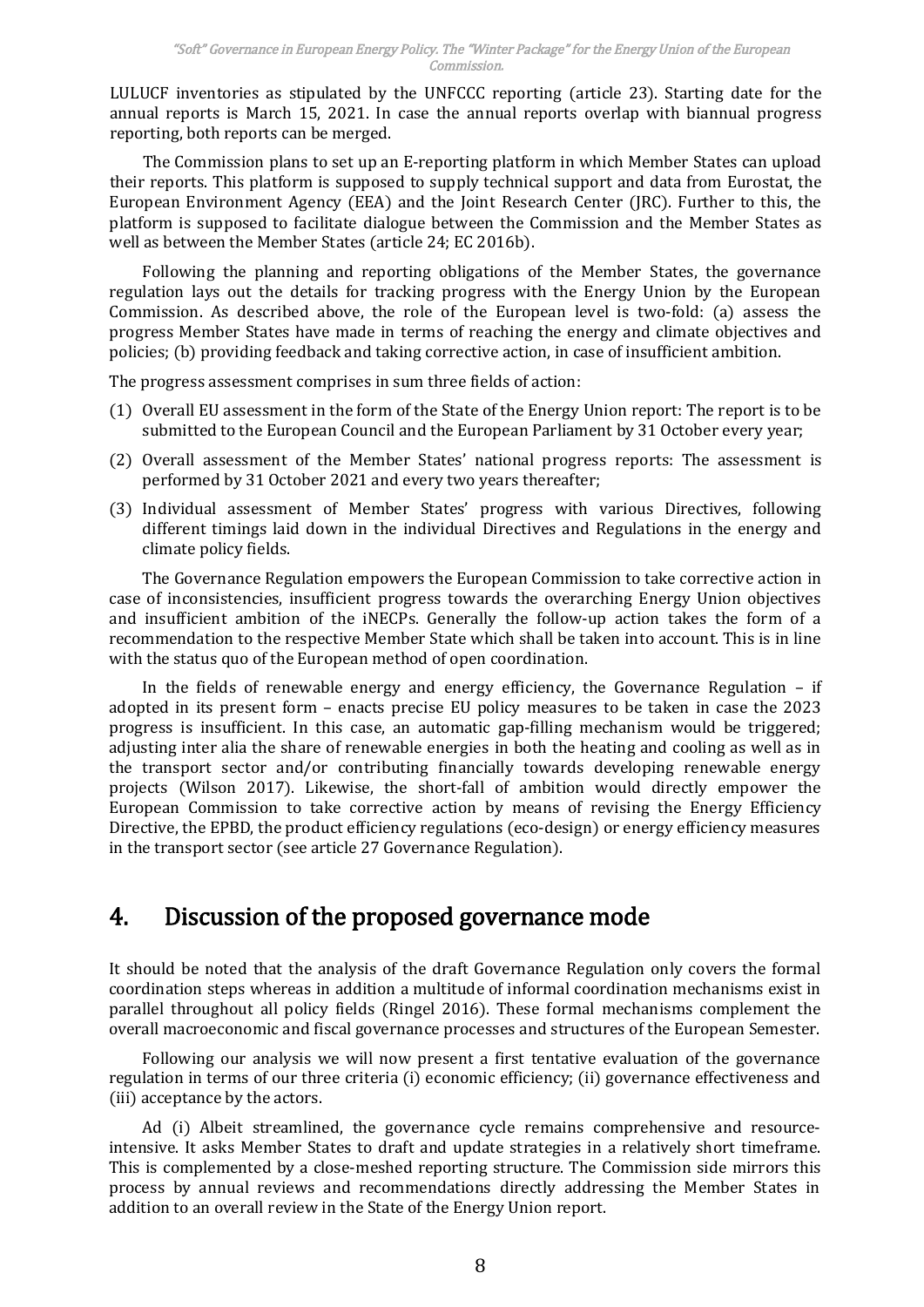LULUCF inventories as stipulated by the UNFCCC reporting (article 23). Starting date for the annual reports is March 15, 2021. In case the annual reports overlap with biannual progress reporting, both reports can be merged.

The Commission plans to set up an E-reporting platform in which Member States can upload their reports. This platform is supposed to supply technical support and data from Eurostat, the European Environment Agency (EEA) and the Joint Research Center (JRC). Further to this, the platform is supposed to facilitate dialogue between the Commission and the Member States as well as between the Member States (article 24; EC 2016b).

Following the planning and reporting obligations of the Member States, the governance regulation lays out the details for tracking progress with the Energy Union by the European Commission. As described above, the role of the European level is two-fold: (a) assess the progress Member States have made in terms of reaching the energy and climate objectives and policies; (b) providing feedback and taking corrective action, in case of insufficient ambition.

The progress assessment comprises in sum three fields of action:

(1) Overall EU assessment in the form of the State of the Energy Union report: The report is to be submitted to the European Council and the European Parliament by 31 October every year;

(2) Overall assessment of the Member States' national progress reports: The assessment is performed by 31 October 2021 and every two years thereafter;

(3) Individual assessment of Member States' progress with various Directives, following different timings laid down in the individual Directives and Regulations in the energy and climate policy fields.

The Governance Regulation empowers the European Commission to take corrective action in case of inconsistencies, insufficient progress towards the overarching Energy Union objectives and insufficient ambition of the iNECPs. Generally the follow-up action takes the form of a recommendation to the respective Member State which shall be taken into account. This is in line with the status quo of the European method of open coordination.

In the fields of renewable energy and energy efficiency, the Governance Regulation – if adopted in its present form – enacts precise EU policy measures to be taken in case the 2023 progress is insufficient. In this case, an automatic gap-filling mechanism would be triggered; adjusting inter alia the share of renewable energies in both the heating and cooling as well as in the transport sector and/or contributing financially towards developing renewable energy projects (Wilson 2017). Likewise, the short-fall of ambition would directly empower the European Commission to take corrective action by means of revising the Energy Efficiency Directive, the EPBD, the product efficiency regulations (eco-design) or energy efficiency measures in the transport sector (see article 27 Governance Regulation).

# 4. Discussion of the proposed governance mode

It should be noted that the analysis of the draft Governance Regulation only covers the formal coordination steps whereas in addition a multitude of informal coordination mechanisms exist in parallel throughout all policy fields (Ringel 2016). These formal mechanisms complement the overall macroeconomic and fiscal governance processes and structures of the European Semester.

Following our analysis we will now present a first tentative evaluation of the governance regulation in terms of our three criteria (i) economic efficiency; (ii) governance effectiveness and (iii) acceptance by the actors.

Ad (i) Albeit streamlined, the governance cycle remains comprehensive and resource-intensive. It asks Member States to draft and update strategies in a relatively short timeframe. This is complemented by a close-meshed reporting structure. The Commission side mirrors this process by annual reviews and recommendations directly addressing the Member States in addition to an overall review in the State of the Energy Union report.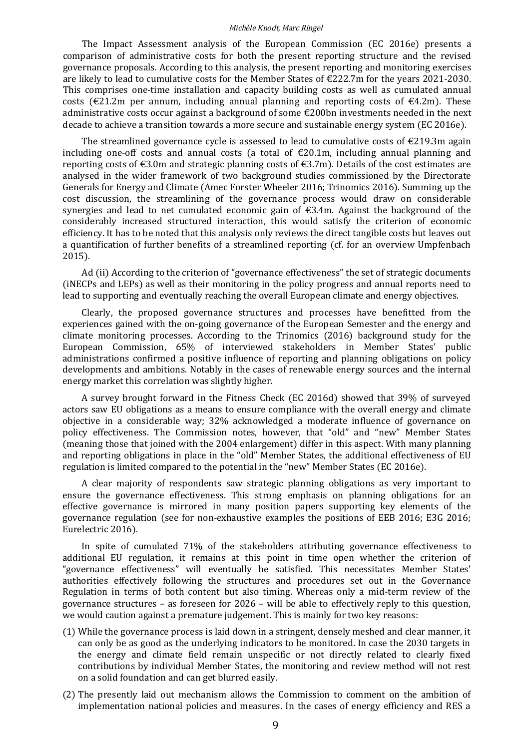The Impact Assessment analysis of the European Commission (EC 2016e) presents a comparison of administrative costs for both the present reporting structure and the revised governance proposals. According to this analysis, the present reporting and monitoring exercises are likely to lead to cumulative costs for the Member States of €222.7m for the years 2021-2030. This comprises one-time installation and capacity building costs as well as cumulated annual costs (€21.2m per annum, including annual planning and reporting costs of €4.2m). These administrative costs occur against a background of some €200bn investments needed in the next decade to achieve a transition towards a more secure and sustainable energy system (EC 2016e).

The streamlined governance cycle is assessed to lead to cumulative costs of €219.3m again including one-off costs and annual costs (a total of €20.1m, including annual planning and reporting costs of €3.0m and strategic planning costs of €3.7m). Details of the cost estimates are analysed in the wider framework of two background studies commissioned by the Directorate Generals for Energy and Climate (Amec Forster Wheeler 2016; Trinomics 2016). Summing up the cost discussion, the streamlining of the governance process would draw on considerable synergies and lead to net cumulated economic gain of €3.4m. Against the background of the considerably increased structured interaction, this would satisfy the criterion of economic efficiency. It has to be noted that this analysis only reviews the direct tangible costs but leaves out a quantification of further benefits of a streamlined reporting (cf. for an overview Umpfenbach 2015).

Ad (ii) According to the criterion of "governance effectiveness" the set of strategic documents (iNECPs and LEPs) as well as their monitoring in the policy progress and annual reports need to lead to supporting and eventually reaching the overall European climate and energy objectives.

Clearly, the proposed governance structures and processes have benefitted from the experiences gained with the on-going governance of the European Semester and the energy and climate monitoring processes. According to the Trinomics (2016) background study for the European Commission, 65% of interviewed stakeholders in Member States' public administrations confirmed a positive influence of reporting and planning obligations on policy developments and ambitions. Notably in the cases of renewable energy sources and the internal energy market this correlation was slightly higher.

A survey brought forward in the Fitness Check (EC 2016d) showed that 39% of surveyed actors saw EU obligations as a means to ensure compliance with the overall energy and climate objective in a considerable way; 32% acknowledged a moderate influence of governance on policy effectiveness. The Commission notes, however, that "old" and "new" Member States (meaning those that joined with the 2004 enlargement) differ in this aspect. With many planning and reporting obligations in place in the "old" Member States, the additional effectiveness of EU regulation is limited compared to the potential in the "new" Member States (EC 2016e).

A clear majority of respondents saw strategic planning obligations as very important to ensure the governance effectiveness. This strong emphasis on planning obligations for an effective governance is mirrored in many position papers supporting key elements of the governance regulation (see for non-exhaustive examples the positions of EEB 2016; E3G 2016; Eurelectric 2016).

In spite of cumulated 71% of the stakeholders attributing governance effectiveness to additional EU regulation, it remains at this point in time open whether the criterion of "governance effectiveness" will eventually be satisfied. This necessitates Member States' authorities effectively following the structures and procedures set out in the Governance Regulation in terms of both content but also timing. Whereas only a mid-term review of the governance structures – as foreseen for 2026 – will be able to effectively reply to this question, we would caution against a premature judgement. This is mainly for two key reasons:

(1) While the governance process is laid down in a stringent, densely meshed and clear manner, it can only be as good as the underlying indicators to be monitored. In case the 2030 targets in the energy and climate field remain unspecific or not directly related to clearly fixed contributions by individual Member States, the monitoring and review method will not rest on a solid foundation and can get blurred easily.

(2) The presently laid out mechanism allows the Commission to comment on the ambition of implementation national policies and measures. In the cases of energy efficiency and RES a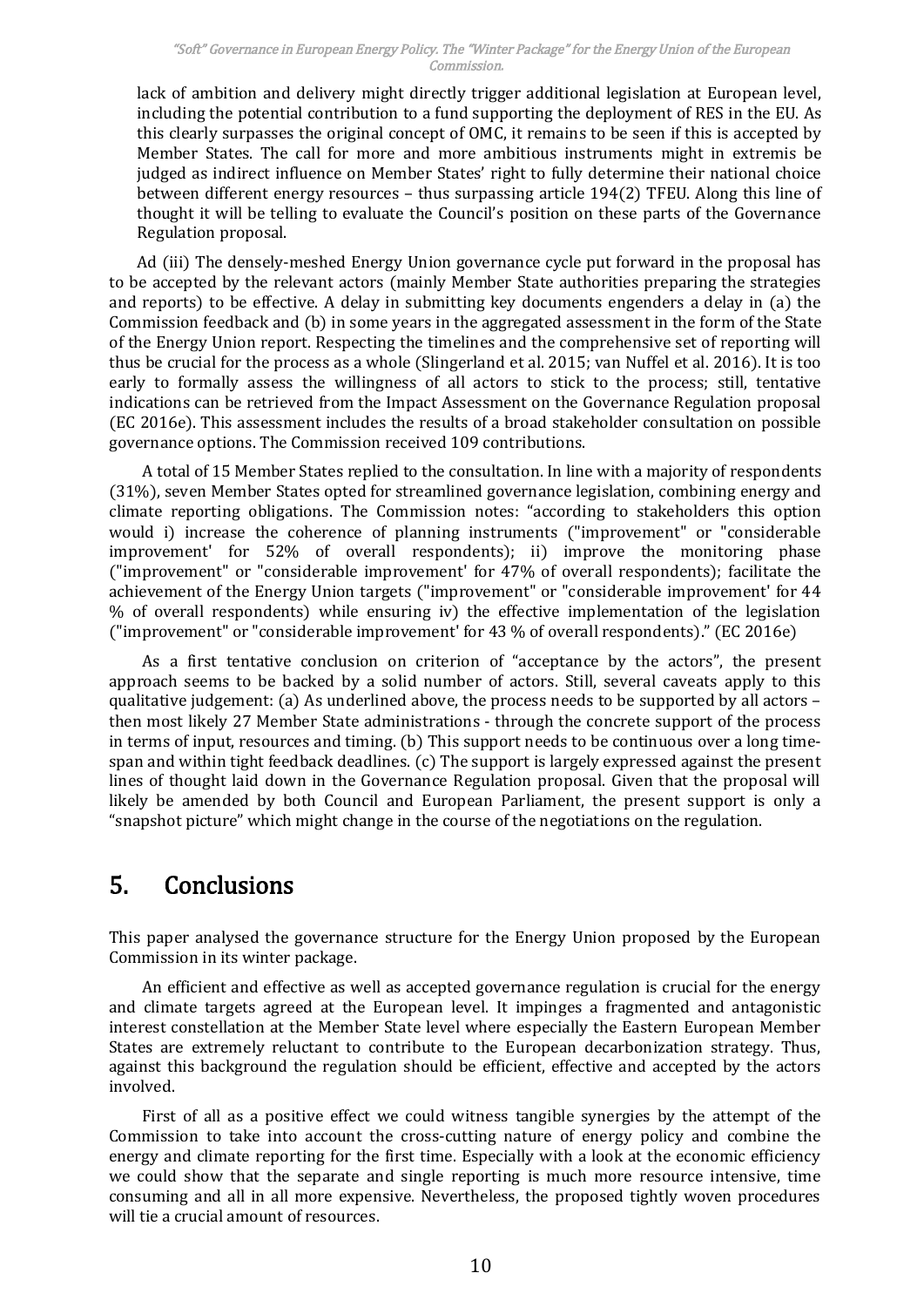lack of ambition and delivery might directly trigger additional legislation at European level, including the potential contribution to a fund supporting the deployment of RES in the EU. As this clearly surpasses the original concept of OMC, it remains to be seen if this is accepted by Member States. The call for more and more ambitious instruments might in extremis be judged as indirect influence on Member States' right to fully determine their national choice between different energy resources – thus surpassing article 194(2) TFEU. Along this line of thought it will be telling to evaluate the Council's position on these parts of the Governance Regulation proposal.

Ad (iii) The densely-meshed Energy Union governance cycle put forward in the proposal has to be accepted by the relevant actors (mainly Member State authorities preparing the strategies and reports) to be effective. A delay in submitting key documents engenders a delay in (a) the Commission feedback and (b) in some years in the aggregated assessment in the form of the State of the Energy Union report. Respecting the timelines and the comprehensive set of reporting will thus be crucial for the process as a whole (Slingerland et al. 2015; van Nuffel et al. 2016). It is too early to formally assess the willingness of all actors to stick to the process; still, tentative indications can be retrieved from the Impact Assessment on the Governance Regulation proposal (EC 2016e). This assessment includes the results of a broad stakeholder consultation on possible governance options. The Commission received 109 contributions.

A total of 15 Member States replied to the consultation. In line with a majority of respondents (31%), seven Member States opted for streamlined governance legislation, combining energy and climate reporting obligations. The Commission notes: "according to stakeholders this option would i) increase the coherence of planning instruments ("improvement" or "considerable improvement' for 52% of overall respondents); ii) improve the monitoring phase ("improvement" or "considerable improvement' for 47% of overall respondents); facilitate the achievement of the Energy Union targets ("improvement" or "considerable improvement' for 44 % of overall respondents) while ensuring iv) the effective implementation of the legislation ("improvement" or "considerable improvement' for 43 % of overall respondents)." (EC 2016e)

As a first tentative conclusion on criterion of "acceptance by the actors", the present approach seems to be backed by a solid number of actors. Still, several caveats apply to this qualitative judgement: (a) As underlined above, the process needs to be supported by all actors – then most likely 27 Member State administrations - through the concrete support of the process in terms of input, resources and timing. (b) This support needs to be continuous over a long time-span and within tight feedback deadlines. (c) The support is largely expressed against the present lines of thought laid down in the Governance Regulation proposal. Given that the proposal will likely be amended by both Council and European Parliament, the present support is only a "snapshot picture" which might change in the course of the negotiations on the regulation.

# 5. Conclusions

This paper analysed the governance structure for the Energy Union proposed by the European Commission in its winter package.

An efficient and effective as well as accepted governance regulation is crucial for the energy and climate targets agreed at the European level. It impinges a fragmented and antagonistic interest constellation at the Member State level where especially the Eastern European Member States are extremely reluctant to contribute to the European decarbonization strategy. Thus, against this background the regulation should be efficient, effective and accepted by the actors involved.

First of all as a positive effect we could witness tangible synergies by the attempt of the Commission to take into account the cross-cutting nature of energy policy and combine the energy and climate reporting for the first time. Especially with a look at the economic efficiency we could show that the separate and single reporting is much more resource intensive, time consuming and all in all more expensive. Nevertheless, the proposed tightly woven procedures will tie a crucial amount of resources.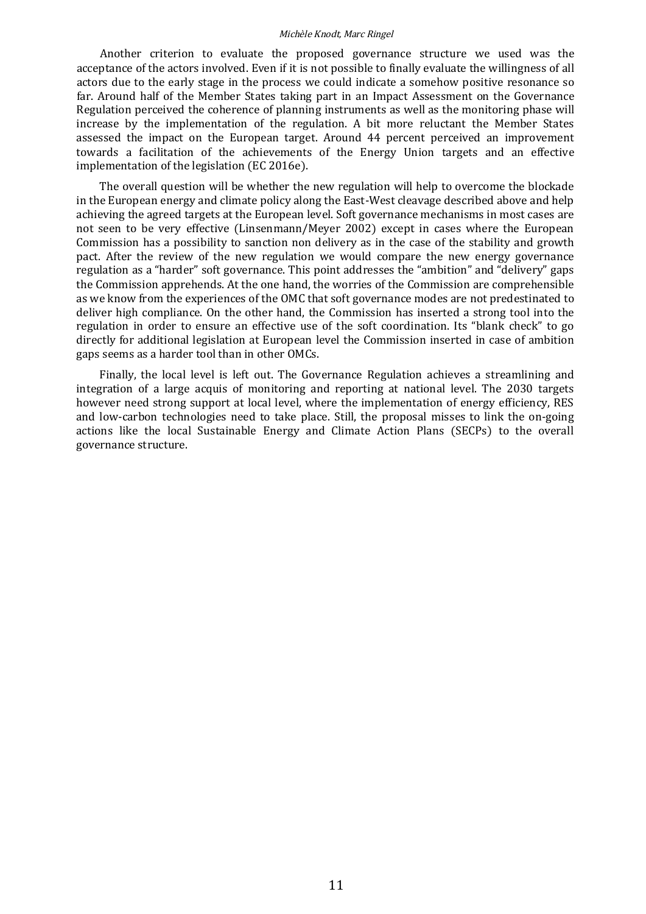Another criterion to evaluate the proposed governance structure we used was the acceptance of the actors involved. Even if it is not possible to finally evaluate the willingness of all actors due to the early stage in the process we could indicate a somehow positive resonance so far. Around half of the Member States taking part in an Impact Assessment on the Governance Regulation perceived the coherence of planning instruments as well as the monitoring phase will increase by the implementation of the regulation. A bit more reluctant the Member States assessed the impact on the European target. Around 44 percent perceived an improvement towards a facilitation of the achievements of the Energy Union targets and an effective implementation of the legislation (EC 2016e).

The overall question will be whether the new regulation will help to overcome the blockade in the European energy and climate policy along the East-West cleavage described above and help achieving the agreed targets at the European level. Soft governance mechanisms in most cases are not seen to be very effective (Linsenmann/Meyer 2002) except in cases where the European Commission has a possibility to sanction non delivery as in the case of the stability and growth pact. After the review of the new regulation we would compare the new energy governance regulation as a "harder" soft governance. This point addresses the "ambition" and "delivery" gaps the Commission apprehends. At the one hand, the worries of the Commission are comprehensible as we know from the experiences of the OMC that soft governance modes are not predestinated to deliver high compliance. On the other hand, the Commission has inserted a strong tool into the regulation in order to ensure an effective use of the soft coordination. Its "blank check" to go directly for additional legislation at European level the Commission inserted in case of ambition gaps seems as a harder tool than in other OMCs.

Finally, the local level is left out. The Governance Regulation achieves a streamlining and integration of a large acquis of monitoring and reporting at national level. The 2030 targets however need strong support at local level, where the implementation of energy efficiency, RES and low-carbon technologies need to take place. Still, the proposal misses to link the on-going actions like the local Sustainable Energy and Climate Action Plans (SECPs) to the overall governance structure.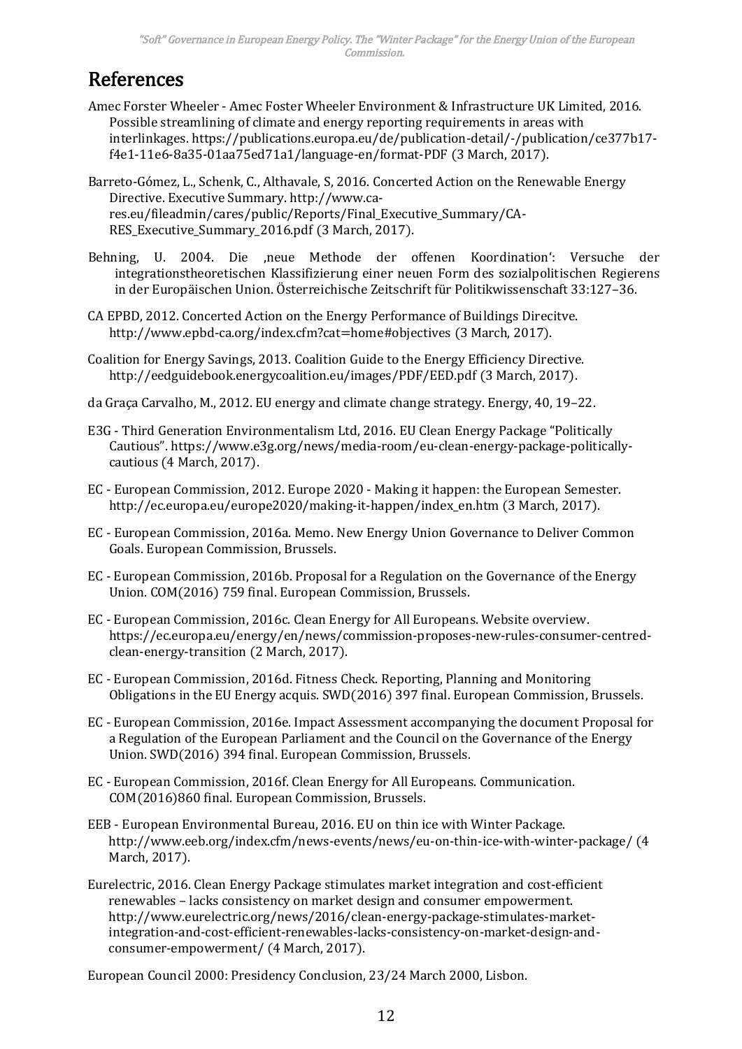# References

Amec Forster Wheeler - Amec Foster Wheeler Environment & Infrastructure UK Limited, 2016. Possible streamlining of climate and energy reporting requirements in areas with interlinkages. https://publications.europa.eu/de/publication-detail/-/publication/ce377b17-f4e1-11e6-8a35-01aa75ed71a1/language-en/format-PDF (3 March, 2017).

Barreto-Gómez, L., Schenk, C., Althavale, S, 2016. Concerted Action on the Renewable Energy Directive. Executive Summary. http://www.ca-res.eu/fileadmin/cares/public/Reports/Final_Executive_Summary/CA-RES_Executive_Summary_2016.pdf (3 March, 2017).

Behning, U. 2004. Die ‚neue Methode der offenen Koordination': Versuche der integrationstheoretischen Klassifizierung einer neuen Form des sozialpolitischen Regierens in der Europäischen Union. Österreichische Zeitschrift für Politikwissenschaft 33:127–36.

CA EPBD, 2012. Concerted Action on the Energy Performance of Buildings Direcitve. http://www.epbd-ca.org/index.cfm?cat=home#objectives (3 March, 2017).

Coalition for Energy Savings, 2013. Coalition Guide to the Energy Efficiency Directive. http://eedguidebook.energycoalition.eu/images/PDF/EED.pdf (3 March, 2017).

da Graça Carvalho, M., 2012. EU energy and climate change strategy. Energy, 40, 19–22.

E3G - Third Generation Environmentalism Ltd, 2016. EU Clean Energy Package "Politically Cautious". https://www.e3g.org/news/media-room/eu-clean-energy-package-politically-cautious (4 March, 2017).

EC - European Commission, 2012. Europe 2020 - Making it happen: the European Semester. http://ec.europa.eu/europe2020/making-it-happen/index_en.htm (3 March, 2017).

EC - European Commission, 2016a. Memo. New Energy Union Governance to Deliver Common Goals. European Commission, Brussels.

EC - European Commission, 2016b. Proposal for a Regulation on the Governance of the Energy Union. COM(2016) 759 final. European Commission, Brussels.

EC - European Commission, 2016c. Clean Energy for All Europeans. Website overview. https://ec.europa.eu/energy/en/news/commission-proposes-new-rules-consumer-centred-clean-energy-transition (2 March, 2017).

EC - European Commission, 2016d. Fitness Check. Reporting, Planning and Monitoring Obligations in the EU Energy acquis. SWD(2016) 397 final. European Commission, Brussels.

EC - European Commission, 2016e. Impact Assessment accompanying the document Proposal for a Regulation of the European Parliament and the Council on the Governance of the Energy Union. SWD(2016) 394 final. European Commission, Brussels.

EC - European Commission, 2016f. Clean Energy for All Europeans. Communication. COM(2016)860 final. European Commission, Brussels.

EEB - European Environmental Bureau, 2016. EU on thin ice with Winter Package. http://www.eeb.org/index.cfm/news-events/news/eu-on-thin-ice-with-winter-package/ (4 March, 2017).

Eurelectric, 2016. Clean Energy Package stimulates market integration and cost-efficient renewables – lacks consistency on market design and consumer empowerment. http://www.eurelectric.org/news/2016/clean-energy-package-stimulates-market-integration-and-cost-efficient-renewables-lacks-consistency-on-market-design-and-consumer-empowerment/ (4 March, 2017).

European Council 2000: Presidency Conclusion, 23/24 March 2000, Lisbon.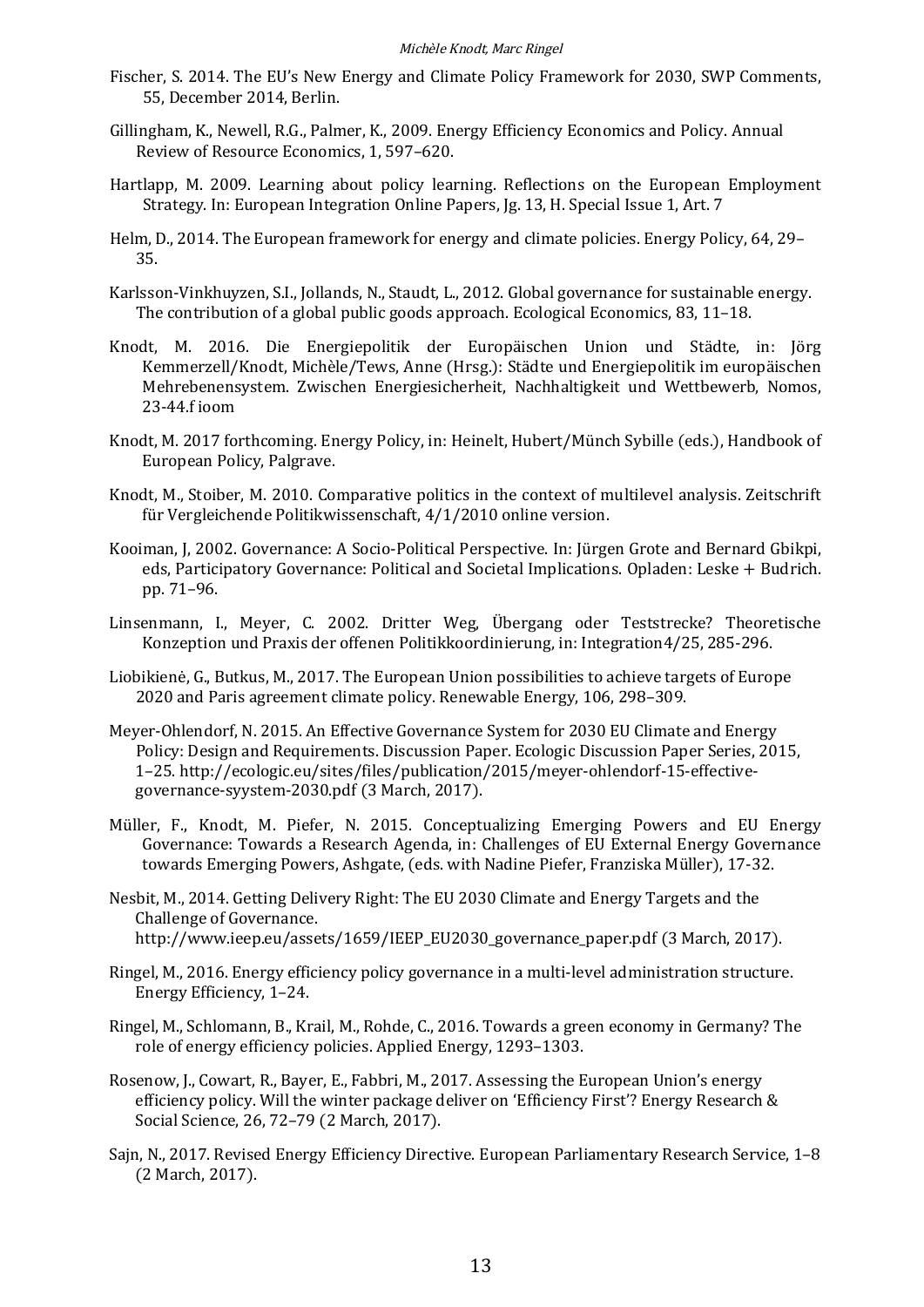Fischer, S. 2014. The EU's New Energy and Climate Policy Framework for 2030, SWP Comments, 55, December 2014, Berlin.

Gillingham, K., Newell, R.G., Palmer, K., 2009. Energy Efficiency Economics and Policy. Annual Review of Resource Economics, 1, 597–620.

Hartlapp, M. 2009. Learning about policy learning. Reflections on the European Employment Strategy. In: European Integration Online Papers, Jg. 13, H. Special Issue 1, Art. 7

Helm, D., 2014. The European framework for energy and climate policies. Energy Policy, 64, 29–35.

Karlsson-Vinkhuyzen, S.I., Jollands, N., Staudt, L., 2012. Global governance for sustainable energy. The contribution of a global public goods approach. Ecological Economics, 83, 11–18.

Knodt, M. 2016. Die Energiepolitik der Europäischen Union und Städte, in: Jörg Kemmerzell/Knodt, Michèle/Tews, Anne (Hrsg.): Städte und Energiepolitik im europäischen Mehrebenensystem. Zwischen Energiesicherheit, Nachhaltigkeit und Wettbewerb, Nomos, 23-44.f ioom

Knodt, M. 2017 forthcoming. Energy Policy, in: Heinelt, Hubert/Münch Sybille (eds.), Handbook of European Policy, Palgrave.

Knodt, M., Stoiber, M. 2010. Comparative politics in the context of multilevel analysis. Zeitschrift für Vergleichende Politikwissenschaft, 4/1/2010 online version.

Kooiman, J, 2002. Governance: A Socio-Political Perspective. In: Jürgen Grote and Bernard Gbikpi, eds, Participatory Governance: Political and Societal Implications. Opladen: Leske + Budrich. pp. 71–96.

Linsenmann, I., Meyer, C. 2002. Dritter Weg, Übergang oder Teststrecke? Theoretische Konzeption und Praxis der offenen Politikkoordinierung, in: Integration4/25, 285-296.

Liobikienė, G., Butkus, M., 2017. The European Union possibilities to achieve targets of Europe 2020 and Paris agreement climate policy. Renewable Energy, 106, 298–309.

Meyer-Ohlendorf, N. 2015. An Effective Governance System for 2030 EU Climate and Energy Policy: Design and Requirements. Discussion Paper. Ecologic Discussion Paper Series, 2015, 1–25. http://ecologic.eu/sites/files/publication/2015/meyer-ohlendorf-15-effective-governance-syystem-2030.pdf (3 March, 2017).

Müller, F., Knodt, M. Piefer, N. 2015. Conceptualizing Emerging Powers and EU Energy Governance: Towards a Research Agenda, in: Challenges of EU External Energy Governance towards Emerging Powers, Ashgate, (eds. with Nadine Piefer, Franziska Müller), 17-32.

Nesbit, M., 2014. Getting Delivery Right: The EU 2030 Climate and Energy Targets and the Challenge of Governance. http://www.ieep.eu/assets/1659/IEEP_EU2030_governance_paper.pdf (3 March, 2017).

Ringel, M., 2016. Energy efficiency policy governance in a multi-level administration structure. Energy Efficiency, 1–24.

Ringel, M., Schlomann, B., Krail, M., Rohde, C., 2016. Towards a green economy in Germany? The role of energy efficiency policies. Applied Energy, 1293–1303.

Rosenow, J., Cowart, R., Bayer, E., Fabbri, M., 2017. Assessing the European Union's energy efficiency policy. Will the winter package deliver on 'Efficiency First'? Energy Research & Social Science, 26, 72–79 (2 March, 2017).

Sajn, N., 2017. Revised Energy Efficiency Directive. European Parliamentary Research Service, 1–8 (2 March, 2017).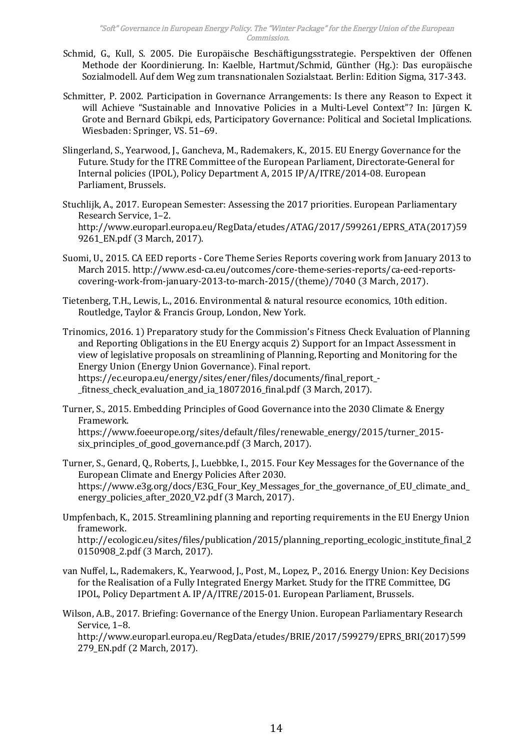Schmid, G., Kull, S. 2005. Die Europäische Beschäftigungsstrategie. Perspektiven der Offenen Methode der Koordinierung. In: Kaelble, Hartmut/Schmid, Günther (Hg.): Das europäische Sozialmodell. Auf dem Weg zum transnationalen Sozialstaat. Berlin: Edition Sigma, 317-343.

Schmitter, P. 2002. Participation in Governance Arrangements: Is there any Reason to Expect it will Achieve "Sustainable and Innovative Policies in a Multi-Level Context"? In: Jürgen K. Grote and Bernard Gbikpi, eds, Participatory Governance: Political and Societal Implications. Wiesbaden: Springer, VS. 51–69.

Slingerland, S., Yearwood, J., Gancheva, M., Rademakers, K., 2015. EU Energy Governance for the Future. Study for the ITRE Committee of the European Parliament, Directorate-General for Internal policies (IPOL), Policy Department A, 2015 IP/A/ITRE/2014-08. European Parliament, Brussels.

Stuchlijk, A., 2017. European Semester: Assessing the 2017 priorities. European Parliamentary Research Service, 1–2. http://www.europarl.europa.eu/RegData/etudes/ATAG/2017/599261/EPRS_ATA(2017)599261_EN.pdf (3 March, 2017).

Suomi, U., 2015. CA EED reports - Core Theme Series Reports covering work from January 2013 to March 2015. http://www.esd-ca.eu/outcomes/core-theme-series-reports/ca-eed-reports-covering-work-from-january-2013-to-march-2015/(theme)/7040 (3 March, 2017).

Tietenberg, T.H., Lewis, L., 2016. Environmental & natural resource economics, 10th edition. Routledge, Taylor & Francis Group, London, New York.

Trinomics, 2016. 1) Preparatory study for the Commission's Fitness Check Evaluation of Planning and Reporting Obligations in the EU Energy acquis 2) Support for an Impact Assessment in view of legislative proposals on streamlining of Planning, Reporting and Monitoring for the Energy Union (Energy Union Governance). Final report. https://ec.europa.eu/energy/sites/ener/files/documents/final_report_-_fitness_check_evaluation_and_ia_18072016_final.pdf (3 March, 2017).

Turner, S., 2015. Embedding Principles of Good Governance into the 2030 Climate & Energy Framework. https://www.foeeurope.org/sites/default/files/renewable_energy/2015/turner_2015-six_principles_of_good_governance.pdf (3 March, 2017).

Turner, S., Genard, Q., Roberts, J., Luebbke, I., 2015. Four Key Messages for the Governance of the European Climate and Energy Policies After 2030. https://www.e3g.org/docs/E3G_Four_Key_Messages_for_the_governance_of_EU_climate_and_energy_policies_after_2020_V2.pdf (3 March, 2017).

Umpfenbach, K., 2015. Streamlining planning and reporting requirements in the EU Energy Union framework. http://ecologic.eu/sites/files/publication/2015/planning_reporting_ecologic_institute_final_20150908_2.pdf (3 March, 2017).

van Nuffel, L., Rademakers, K., Yearwood, J., Post, M., Lopez, P., 2016. Energy Union: Key Decisions for the Realisation of a Fully Integrated Energy Market. Study for the ITRE Committee, DG IPOL, Policy Department A. IP/A/ITRE/2015-01. European Parliament, Brussels.

Wilson, A.B., 2017. Briefing: Governance of the Energy Union. European Parliamentary Research Service, 1–8. http://www.europarl.europa.eu/RegData/etudes/BRIE/2017/599279/EPRS_BRI(2017)599279_EN.pdf (2 March, 2017).